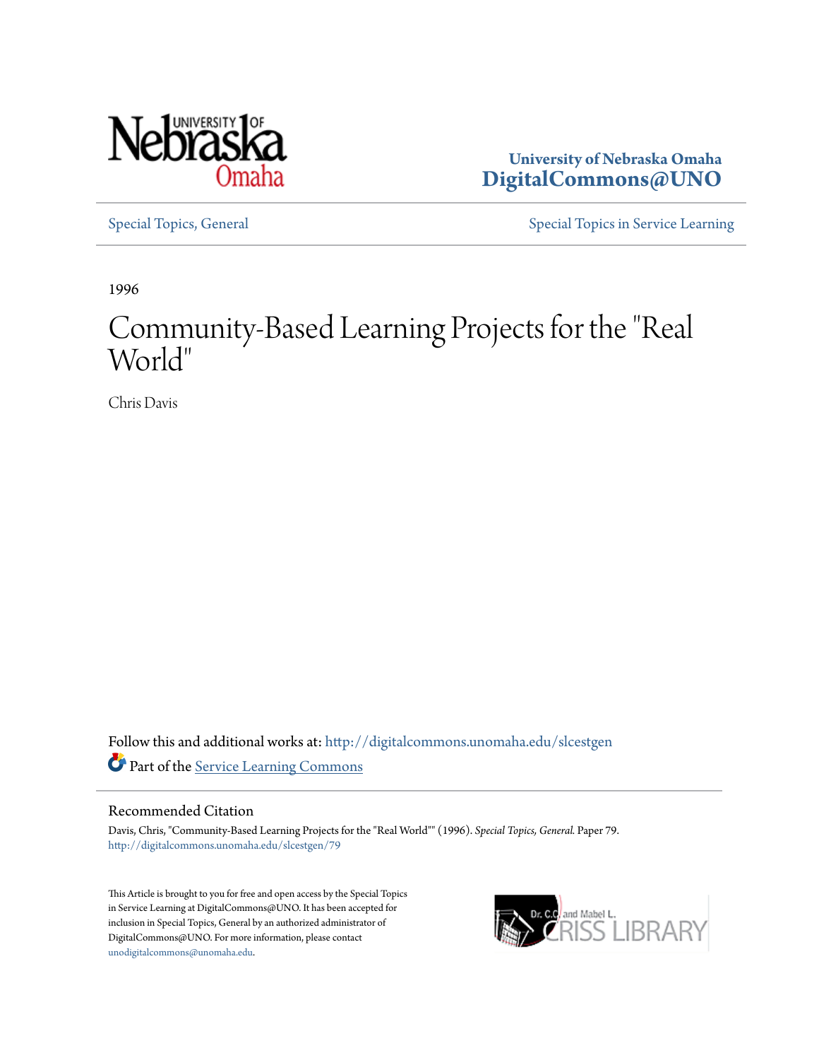University of Nebraska Omaha
**DigitalCommons@UNO**

Special Topics, General | Special Topics in Service Learning

1996

# Community-Based Learning Projects for the "Real World"

Chris Davis

Follow this and additional works at: http://digitalcommons.unomaha.edu/slcestgen

Part of the Service Learning Commons

## Recommended Citation

Davis, Chris, "Community-Based Learning Projects for the "Real World"" (1996). *Special Topics, General.* Paper 79.
http://digitalcommons.unomaha.edu/slcestgen/79

This Article is brought to you for free and open access by the Special Topics in Service Learning at DigitalCommons@UNO. It has been accepted for inclusion in Special Topics, General by an authorized administrator of DigitalCommons@UNO. For more information, please contact unodigitalcommons@unomaha.edu.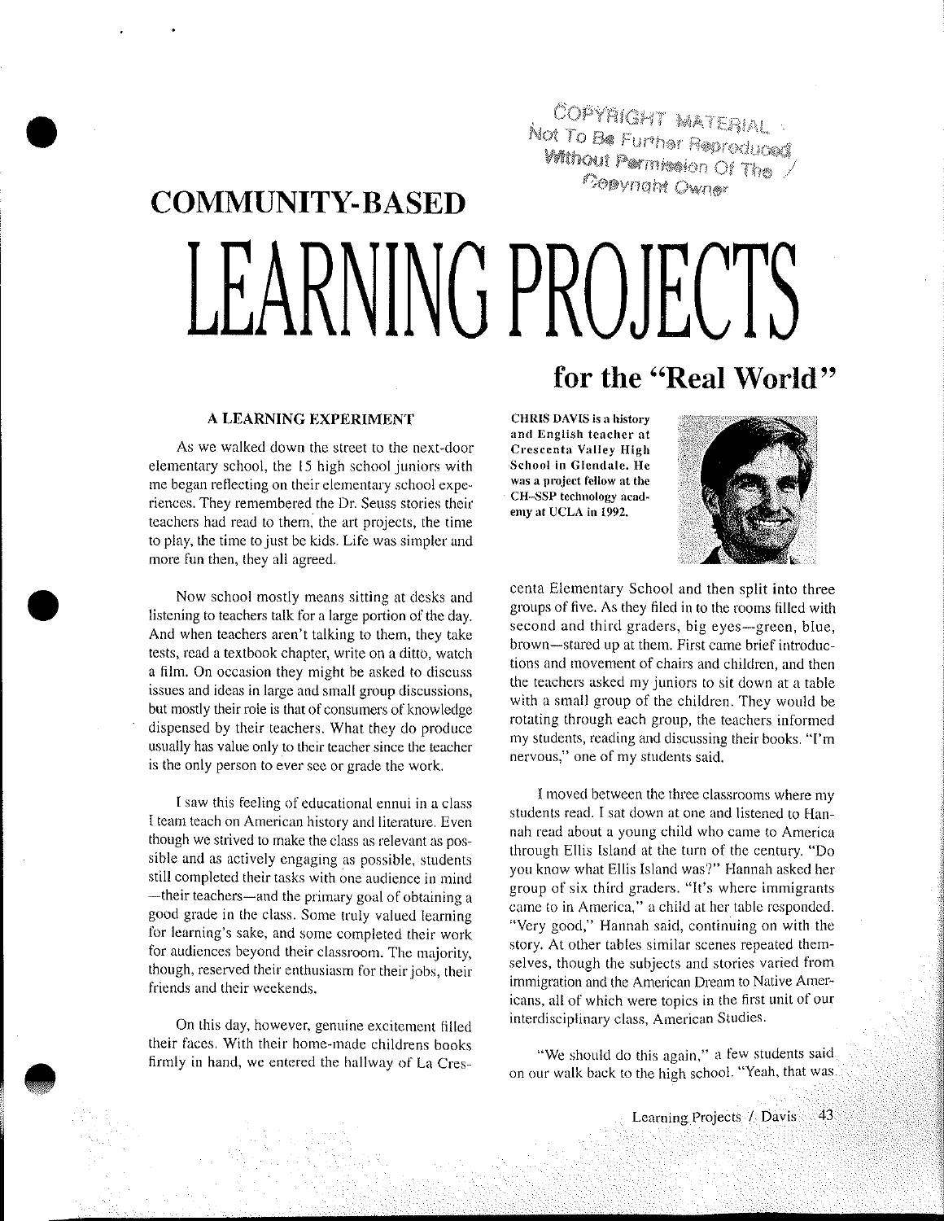COPYRIGHT MATERIAL
Not To Be Further Reproduced
Without Permission Of The
Copyright Owner

# COMMUNITY-BASED LEARNING PROJECTS for the "Real World"

**CHRIS DAVIS is a history and English teacher at Crescenta Valley High School in Glendale. He was a project fellow at the CH-SSP technology academy at UCLA in 1992.**

### A LEARNING EXPERIMENT

As we walked down the street to the next-door elementary school, the 15 high school juniors with me began reflecting on their elementary school experiences. They remembered the Dr. Seuss stories their teachers had read to them, the art projects, the time to play, the time to just be kids. Life was simpler and more fun then, they all agreed.

Now school mostly means sitting at desks and listening to teachers talk for a large portion of the day. And when teachers aren't talking to them, they take tests, read a textbook chapter, write on a ditto, watch a film. On occasion they might be asked to discuss issues and ideas in large and small group discussions, but mostly their role is that of consumers of knowledge dispensed by their teachers. What they do produce usually has value only to their teacher since the teacher is the only person to ever see or grade the work.

I saw this feeling of educational ennui in a class I team teach on American history and literature. Even though we strived to make the class as relevant as possible and as actively engaging as possible, students still completed their tasks with one audience in mind —their teachers—and the primary goal of obtaining a good grade in the class. Some truly valued learning for learning's sake, and some completed their work for audiences beyond their classroom. The majority, though, reserved their enthusiasm for their jobs, their friends and their weekends.

On this day, however, genuine excitement filled their faces. With their home-made childrens books firmly in hand, we entered the hallway of La Crescenta Elementary School and then split into three groups of five. As they filed in to the rooms filled with second and third graders, big eyes—green, blue, brown—stared up at them. First came brief introductions and movement of chairs and children, and then the teachers asked my juniors to sit down at a table with a small group of the children. They would be rotating through each group, the teachers informed my students, reading and discussing their books. "I'm nervous," one of my students said.

I moved between the three classrooms where my students read. I sat down at one and listened to Hannah read about a young child who came to America through Ellis Island at the turn of the century. "Do you know what Ellis Island was?" Hannah asked her group of six third graders. "It's where immigrants came to in America," a child at her table responded. "Very good," Hannah said, continuing on with the story. At other tables similar scenes repeated themselves, though the subjects and stories varied from immigration and the American Dream to Native Americans, all of which were topics in the first unit of our interdisciplinary class, American Studies.

"We should do this again," a few students said on our walk back to the high school. "Yeah, that was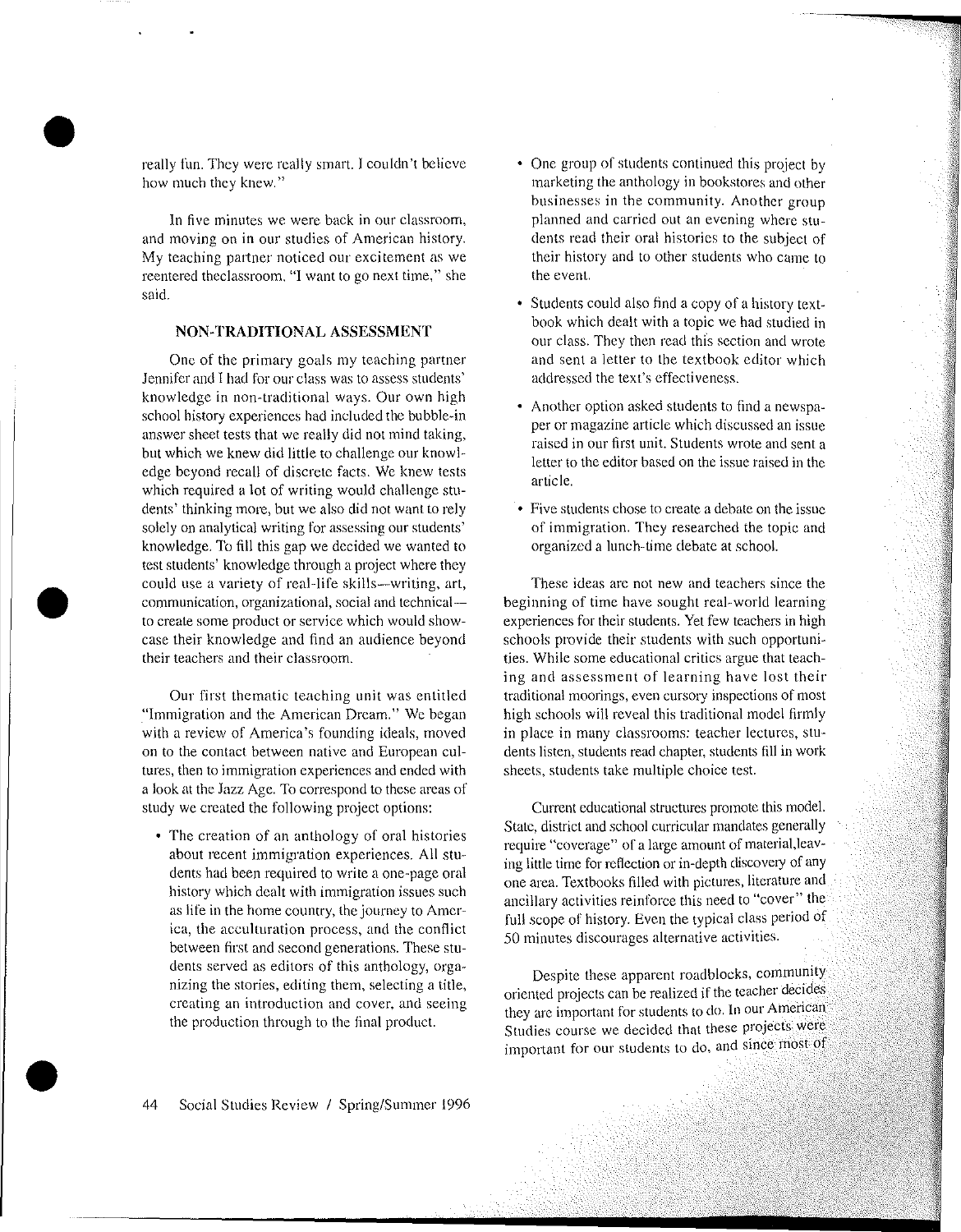really fun. They were really smart. I couldn't believe how much they knew."

In five minutes we were back in our classroom, and moving on in our studies of American history. My teaching partner noticed our excitement as we reentered theclassroom. "I want to go next time," she said.

## NON-TRADITIONAL ASSESSMENT

One of the primary goals my teaching partner Jennifer and I had for our class was to assess students' knowledge in non-traditional ways. Our own high school history experiences had included the bubble-in answer sheet tests that we really did not mind taking, but which we knew did little to challenge our knowledge beyond recall of discrete facts. We knew tests which required a lot of writing would challenge students' thinking more, but we also did not want to rely solely on analytical writing for assessing our students' knowledge. To fill this gap we decided we wanted to test students' knowledge through a project where they could use a variety of real-life skills—writing, art, communication, organizational, social and technical—to create some product or service which would showcase their knowledge and find an audience beyond their teachers and their classroom.

Our first thematic teaching unit was entitled "Immigration and the American Dream." We began with a review of America's founding ideals, moved on to the contact between native and European cultures, then to immigration experiences and ended with a look at the Jazz Age. To correspond to these areas of study we created the following project options:

- The creation of an anthology of oral histories about recent immigration experiences. All students had been required to write a one-page oral history which dealt with immigration issues such as life in the home country, the journey to America, the acculturation process, and the conflict between first and second generations. These students served as editors of this anthology, organizing the stories, editing them, selecting a title, creating an introduction and cover, and seeing the production through to the final product.
- One group of students continued this project by marketing the anthology in bookstores and other businesses in the community. Another group planned and carried out an evening where students read their oral histories to the subject of their history and to other students who came to the event.
- Students could also find a copy of a history textbook which dealt with a topic we had studied in our class. They then read this section and wrote and sent a letter to the textbook editor which addressed the text's effectiveness.
- Another option asked students to find a newspaper or magazine article which discussed an issue raised in our first unit. Students wrote and sent a letter to the editor based on the issue raised in the article.
- Five students chose to create a debate on the issue of immigration. They researched the topic and organized a lunch-time debate at school.

These ideas are not new and teachers since the beginning of time have sought real-world learning experiences for their students. Yet few teachers in high schools provide their students with such opportunities. While some educational critics argue that teaching and assessment of learning have lost their traditional moorings, even cursory inspections of most high schools will reveal this traditional model firmly in place in many classrooms: teacher lectures, students listen, students read chapter, students fill in work sheets, students take multiple choice test.

Current educational structures promote this model. State, district and school curricular mandates generally require "coverage" of a large amount of material,leaving little time for reflection or in-depth discovery of any one area. Textbooks filled with pictures, literature and ancillary activities reinforce this need to "cover" the full scope of history. Even the typical class period of 50 minutes discourages alternative activities.

Despite these apparent roadblocks, community oriented projects can be realized if the teacher decides they are important for students to do. In our American Studies course we decided that these projects were important for our students to do, and since most of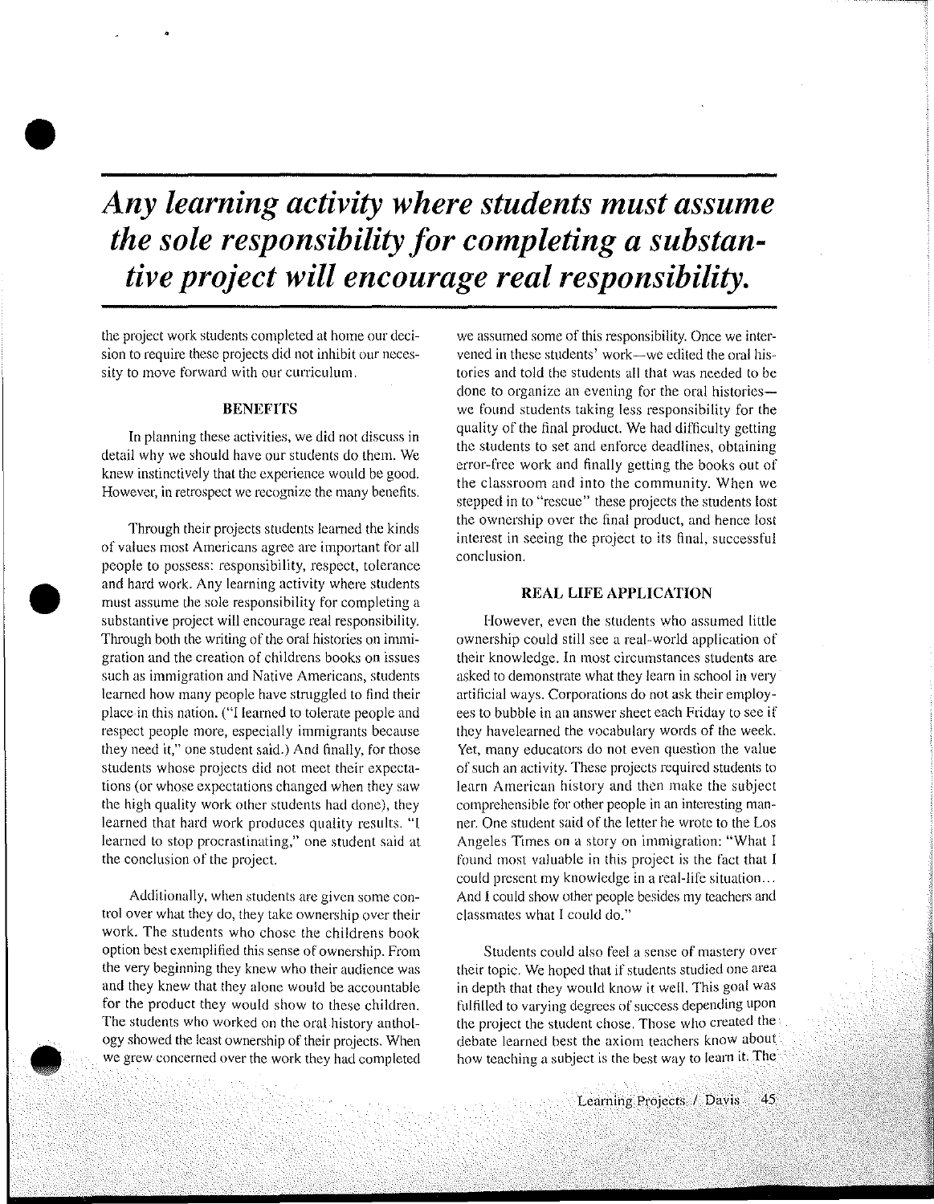*Any learning activity where students must assume the sole responsibility for completing a substantive project will encourage real responsibility.*

the project work students completed at home our decision to require these projects did not inhibit our necessity to move forward with our curriculum.

### BENEFITS

In planning these activities, we did not discuss in detail why we should have our students do them. We knew instinctively that the experience would be good. However, in retrospect we recognize the many benefits.

Through their projects students learned the kinds of values most Americans agree are important for all people to possess: responsibility, respect, tolerance and hard work. Any learning activity where students must assume the sole responsibility for completing a substantive project will encourage real responsibility. Through both the writing of the oral histories on immigration and the creation of childrens books on issues such as immigration and Native Americans, students learned how many people have struggled to find their place in this nation. ("I learned to tolerate people and respect people more, especially immigrants because they need it," one student said.) And finally, for those students whose projects did not meet their expectations (or whose expectations changed when they saw the high quality work other students had done), they learned that hard work produces quality results. "I learned to stop procrastinating," one student said at the conclusion of the project.

Additionally, when students are given some control over what they do, they take ownership over their work. The students who chose the childrens book option best exemplified this sense of ownership. From the very beginning they knew who their audience was and they knew that they alone would be accountable for the product they would show to these children. The students who worked on the oral history anthology showed the least ownership of their projects. When we grew concerned over the work they had completed we assumed some of this responsibility. Once we intervened in these students' work—we edited the oral histories and told the students all that was needed to be done to organize an evening for the oral histories—we found students taking less responsibility for the quality of the final product. We had difficulty getting the students to set and enforce deadlines, obtaining error-free work and finally getting the books out of the classroom and into the community. When we stepped in to "rescue" these projects the students lost the ownership over the final product, and hence lost interest in seeing the project to its final, successful conclusion.

### REAL LIFE APPLICATION

However, even the students who assumed little ownership could still see a real-world application of their knowledge. In most circumstances students are asked to demonstrate what they learn in school in very artificial ways. Corporations do not ask their employees to bubble in an answer sheet each Friday to see if they havelearned the vocabulary words of the week. Yet, many educators do not even question the value of such an activity. These projects required students to learn American history and then make the subject comprehensible for other people in an interesting manner. One student said of the letter he wrote to the Los Angeles Times on a story on immigration: "What I found most valuable in this project is the fact that I could present my knowledge in a real-life situation... And I could show other people besides my teachers and classmates what I could do."

Students could also feel a sense of mastery over their topic. We hoped that if students studied one area in depth that they would know it well. This goal was fulfilled to varying degrees of success depending upon the project the student chose. Those who created the debate learned best the axiom teachers know about how teaching a subject is the best way to learn it. The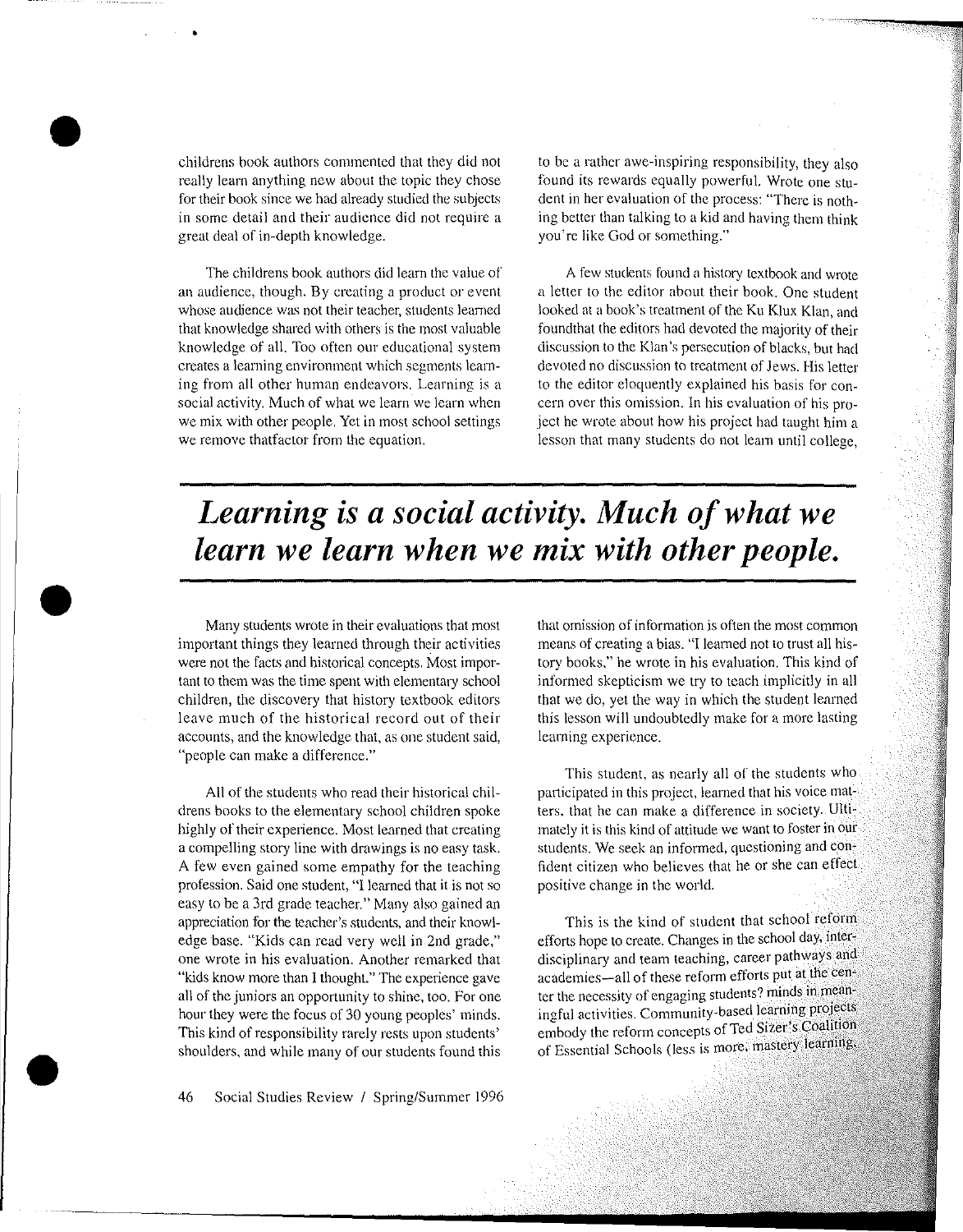childrens book authors commented that they did not really learn anything new about the topic they chose for their book since we had already studied the subjects in some detail and their audience did not require a great deal of in-depth knowledge.

The childrens book authors did learn the value of an audience, though. By creating a product or event whose audience was not their teacher, students learned that knowledge shared with others is the most valuable knowledge of all. Too often our educational system creates a learning environment which segments learning from all other human endeavors. Learning is a social activity. Much of what we learn we learn when we mix with other people. Yet in most school settings we remove thatfactor from the equation.

Many students wrote in their evaluations that most important things they learned through their activities were not the facts and historical concepts. Most important to them was the time spent with elementary school children, the discovery that history textbook editors leave much of the historical record out of their accounts, and the knowledge that, as one student said, "people can make a difference."

All of the students who read their historical childrens books to the elementary school children spoke highly of their experience. Most learned that creating a compelling story line with drawings is no easy task. A few even gained some empathy for the teaching profession. Said one student, "I learned that it is not so easy to be a 3rd grade teacher." Many also gained an appreciation for the teacher's students, and their knowledge base. "Kids can read very well in 2nd grade," one wrote in his evaluation. Another remarked that "kids know more than I thought." The experience gave all of the juniors an opportunity to shine, too. For one hour they were the focus of 30 young peoples' minds. This kind of responsibility rarely rests upon students' shoulders, and while many of our students found this to be a rather awe-inspiring responsibility, they also found its rewards equally powerful. Wrote one student in her evaluation of the process: "There is nothing better than talking to a kid and having them think you're like God or something."

A few students found a history textbook and wrote a letter to the editor about their book. One student looked at a book's treatment of the Ku Klux Klan, and foundthat the editors had devoted the majority of their discussion to the Klan's persecution of blacks, but had devoted no discussion to treatment of Jews. His letter to the editor eloquently explained his basis for concern over this omission. In his evaluation of his project he wrote about how his project had taught him a lesson that many students do not learn until college, that omission of information is often the most common means of creating a bias. "I learned not to trust all history books," he wrote in his evaluation. This kind of informed skepticism we try to teach implicitly in all that we do, yet the way in which the student learned this lesson will undoubtedly make for a more lasting learning experience.

> ***Learning is a social activity. Much of what we learn we learn when we mix with other people.***

This student, as nearly all of the students who participated in this project, learned that his voice matters, that he can make a difference in society. Ultimately it is this kind of attitude we want to foster in our students. We seek an informed, questioning and confident citizen who believes that he or she can effect positive change in the world.

This is the kind of student that school reform efforts hope to create. Changes in the school day, interdisciplinary and team teaching, career pathways and academies—all of these reform efforts put at the center the necessity of engaging students? minds in meaningful activities. Community-based learning projects embody the reform concepts of Ted Sizer's Coalition of Essential Schools (less is more, mastery learning,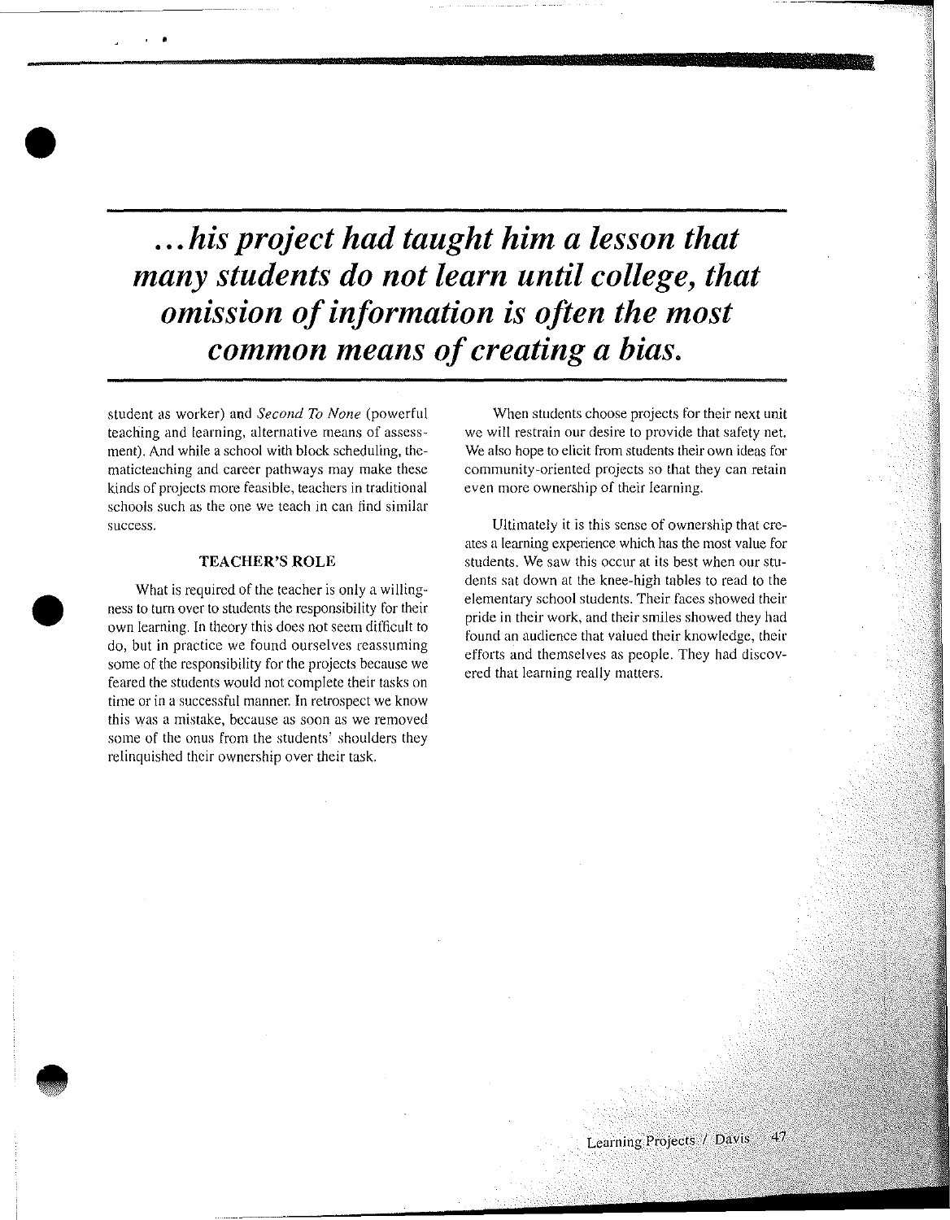***...his project had taught him a lesson that many students do not learn until college, that omission of information is often the most common means of creating a bias.***

student as worker) and *Second To None* (powerful teaching and learning, alternative means of assessment). And while a school with block scheduling, thematicteaching and career pathways may make these kinds of projects more feasible, teachers in traditional schools such as the one we teach in can find similar success.

## TEACHER'S ROLE

What is required of the teacher is only a willingness to turn over to students the responsibility for their own learning. In theory this does not seem difficult to do, but in practice we found ourselves reassuming some of the responsibility for the projects because we feared the students would not complete their tasks on time or in a successful manner. In retrospect we know this was a mistake, because as soon as we removed some of the onus from the students' shoulders they relinquished their ownership over their task.

When students choose projects for their next unit we will restrain our desire to provide that safety net. We also hope to elicit from students their own ideas for community-oriented projects so that they can retain even more ownership of their learning.

Ultimately it is this sense of ownership that creates a learning experience which has the most value for students. We saw this occur at its best when our students sat down at the knee-high tables to read to the elementary school students. Their faces showed their pride in their work, and their smiles showed they had found an audience that valued their knowledge, their efforts and themselves as people. They had discovered that learning really matters.